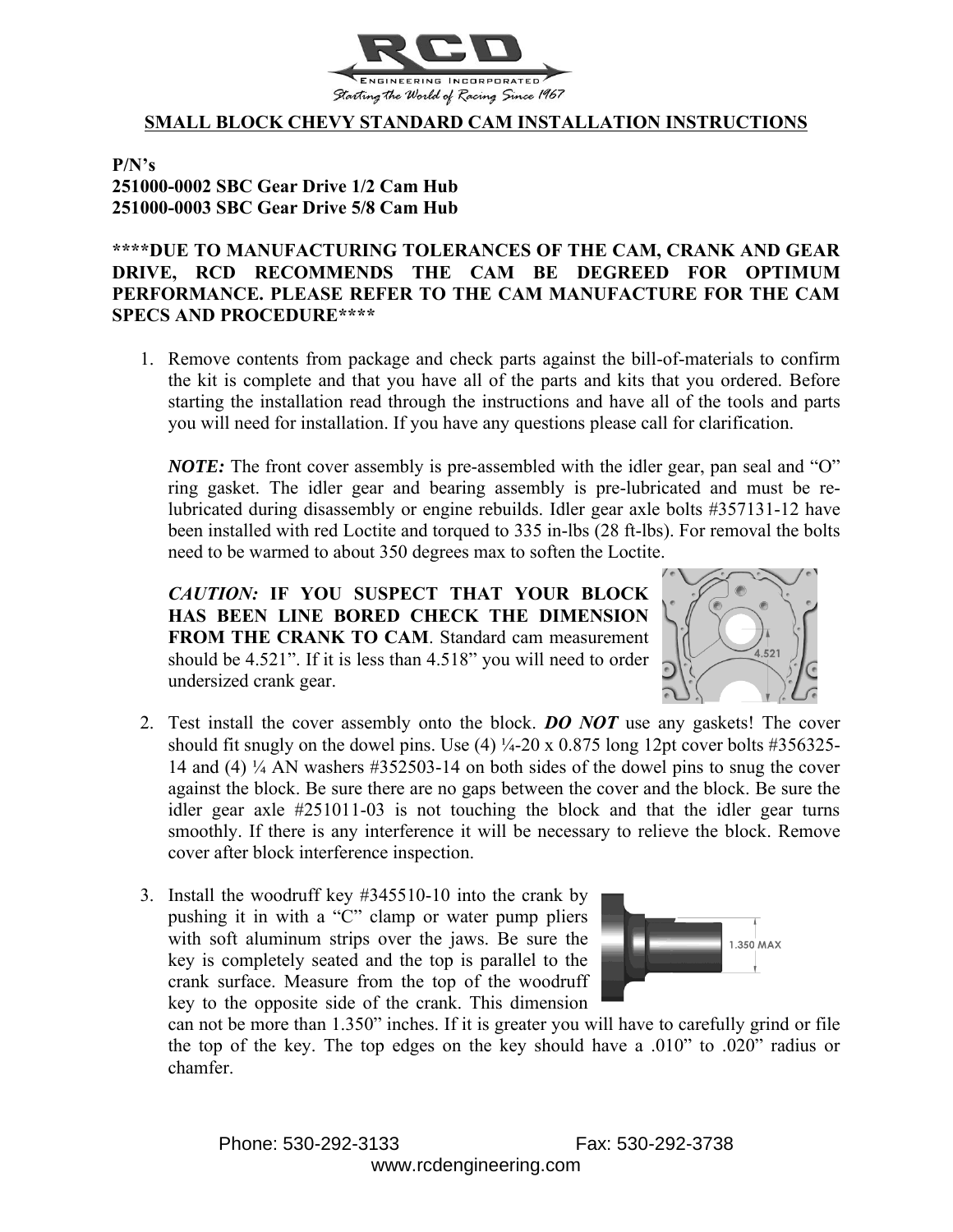## SMALL BLOCK CHEVY STANDARD CAM INSTALLATION INSTRUCTIONS

**P/N's**
**251000-0002 SBC Gear Drive 1/2 Cam Hub**
**251000-0003 SBC Gear Drive 5/8 Cam Hub**

**\*\*\*\*DUE TO MANUFACTURING TOLERANCES OF THE CAM, CRANK AND GEAR DRIVE, RCD RECOMMENDS THE CAM BE DEGREED FOR OPTIMUM PERFORMANCE. PLEASE REFER TO THE CAM MANUFACTURE FOR THE CAM SPECS AND PROCEDURE\*\*\*\***

1. Remove contents from package and check parts against the bill-of-materials to confirm the kit is complete and that you have all of the parts and kits that you ordered. Before starting the installation read through the instructions and have all of the tools and parts you will need for installation. If you have any questions please call for clarification.

   ***NOTE:*** The front cover assembly is pre-assembled with the idler gear, pan seal and "O" ring gasket. The idler gear and bearing assembly is pre-lubricated and must be re-lubricated during disassembly or engine rebuilds. Idler gear axle bolts #357131-12 have been installed with red Loctite and torqued to 335 in-lbs (28 ft-lbs). For removal the bolts need to be warmed to about 350 degrees max to soften the Loctite.

   ***CAUTION:*** **IF YOU SUSPECT THAT YOUR BLOCK HAS BEEN LINE BORED CHECK THE DIMENSION FROM THE CRANK TO CAM**. Standard cam measurement should be 4.521". If it is less than 4.518" you will need to order undersized crank gear.

2. Test install the cover assembly onto the block. ***DO NOT*** use any gaskets! The cover should fit snugly on the dowel pins. Use (4) ¼-20 x 0.875 long 12pt cover bolts #356325-14 and (4) ¼ AN washers #352503-14 on both sides of the dowel pins to snug the cover against the block. Be sure there are no gaps between the cover and the block. Be sure the idler gear axle #251011-03 is not touching the block and that the idler gear turns smoothly. If there is any interference it will be necessary to relieve the block. Remove cover after block interference inspection.

3. Install the woodruff key #345510-10 into the crank by pushing it in with a "C" clamp or water pump pliers with soft aluminum strips over the jaws. Be sure the key is completely seated and the top is parallel to the crank surface. Measure from the top of the woodruff key to the opposite side of the crank. This dimension can not be more than 1.350" inches. If it is greater you will have to carefully grind or file the top of the key. The top edges on the key should have a .010" to .020" radius or chamfer.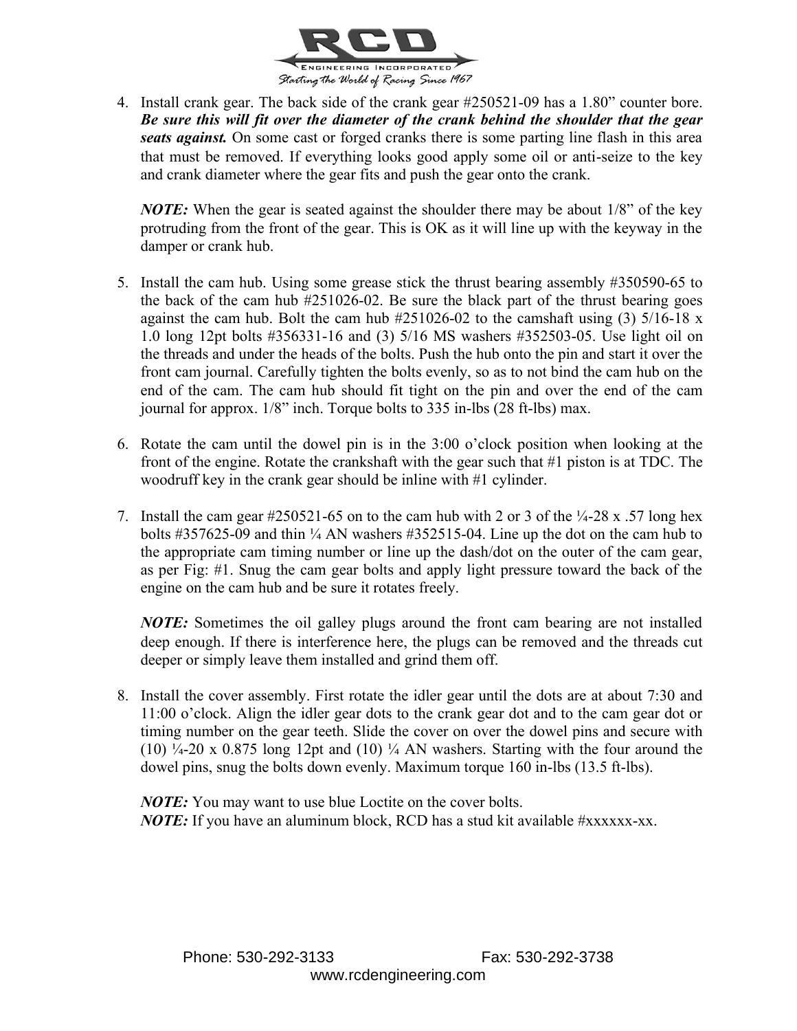4. Install crank gear. The back side of the crank gear #250521-09 has a 1.80" counter bore. ***Be sure this will fit over the diameter of the crank behind the shoulder that the gear seats against.*** On some cast or forged cranks there is some parting line flash in this area that must be removed. If everything looks good apply some oil or anti-seize to the key and crank diameter where the gear fits and push the gear onto the crank.

   ***NOTE:*** When the gear is seated against the shoulder there may be about 1/8" of the key protruding from the front of the gear. This is OK as it will line up with the keyway in the damper or crank hub.

5. Install the cam hub. Using some grease stick the thrust bearing assembly #350590-65 to the back of the cam hub #251026-02. Be sure the black part of the thrust bearing goes against the cam hub. Bolt the cam hub #251026-02 to the camshaft using (3) 5/16-18 x 1.0 long 12pt bolts #356331-16 and (3) 5/16 MS washers #352503-05. Use light oil on the threads and under the heads of the bolts. Push the hub onto the pin and start it over the front cam journal. Carefully tighten the bolts evenly, so as to not bind the cam hub on the end of the cam. The cam hub should fit tight on the pin and over the end of the cam journal for approx. 1/8" inch. Torque bolts to 335 in-lbs (28 ft-lbs) max.

6. Rotate the cam until the dowel pin is in the 3:00 o'clock position when looking at the front of the engine. Rotate the crankshaft with the gear such that #1 piston is at TDC. The woodruff key in the crank gear should be inline with #1 cylinder.

7. Install the cam gear #250521-65 on to the cam hub with 2 or 3 of the ¼-28 x .57 long hex bolts #357625-09 and thin ¼ AN washers #352515-04. Line up the dot on the cam hub to the appropriate cam timing number or line up the dash/dot on the outer of the cam gear, as per Fig: #1. Snug the cam gear bolts and apply light pressure toward the back of the engine on the cam hub and be sure it rotates freely.

   ***NOTE:*** Sometimes the oil galley plugs around the front cam bearing are not installed deep enough. If there is interference here, the plugs can be removed and the threads cut deeper or simply leave them installed and grind them off.

8. Install the cover assembly. First rotate the idler gear until the dots are at about 7:30 and 11:00 o'clock. Align the idler gear dots to the crank gear dot and to the cam gear dot or timing number on the gear teeth. Slide the cover on over the dowel pins and secure with (10) ¼-20 x 0.875 long 12pt and (10) ¼ AN washers. Starting with the four around the dowel pins, snug the bolts down evenly. Maximum torque 160 in-lbs (13.5 ft-lbs).

   ***NOTE:*** You may want to use blue Loctite on the cover bolts.
   ***NOTE:*** If you have an aluminum block, RCD has a stud kit available #xxxxxx-xx.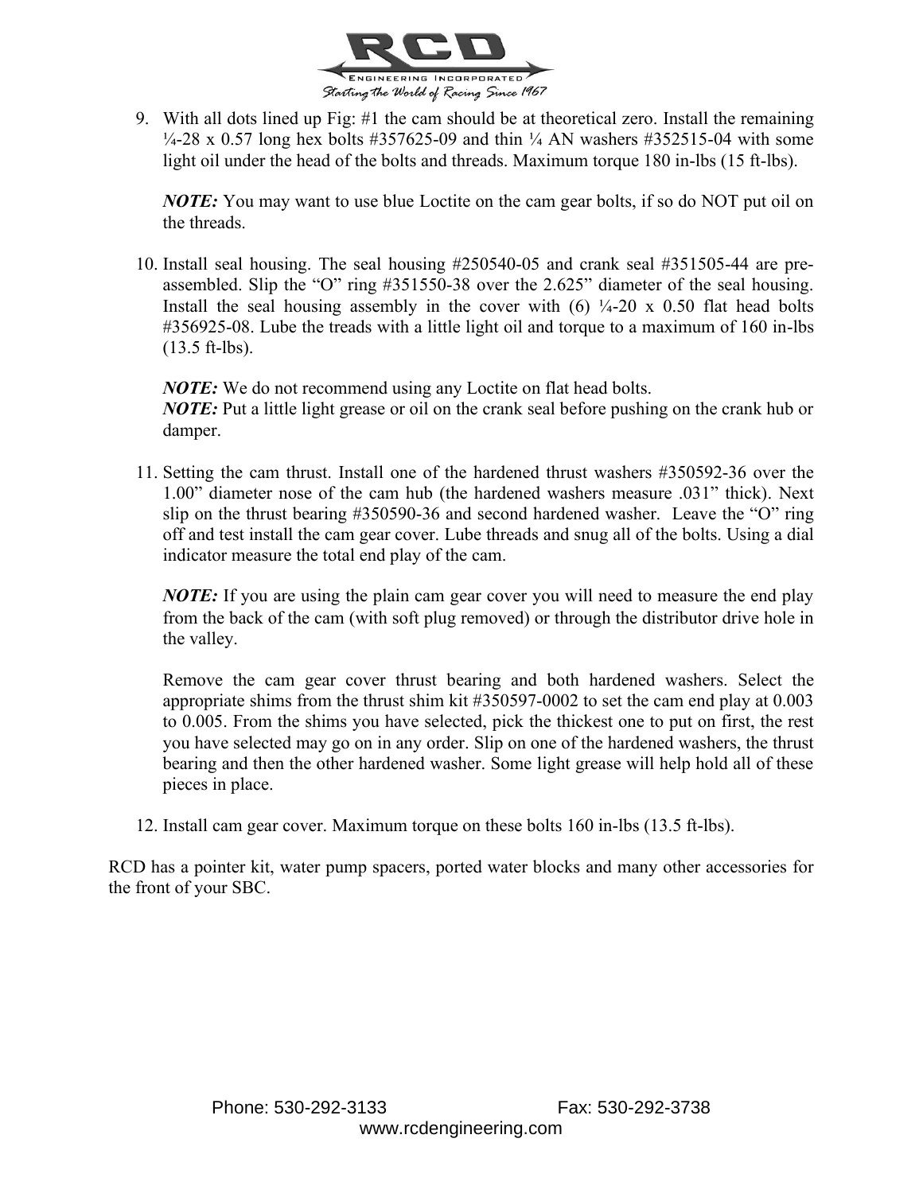9. With all dots lined up Fig: #1 the cam should be at theoretical zero. Install the remaining ¼-28 x 0.57 long hex bolts #357625-09 and thin ¼ AN washers #352515-04 with some light oil under the head of the bolts and threads. Maximum torque 180 in-lbs (15 ft-lbs).

   ***NOTE:*** You may want to use blue Loctite on the cam gear bolts, if so do NOT put oil on the threads.

10. Install seal housing. The seal housing #250540-05 and crank seal #351505-44 are pre-assembled. Slip the "O" ring #351550-38 over the 2.625" diameter of the seal housing. Install the seal housing assembly in the cover with (6) ¼-20 x 0.50 flat head bolts #356925-08. Lube the treads with a little light oil and torque to a maximum of 160 in-lbs (13.5 ft-lbs).

    ***NOTE:*** We do not recommend using any Loctite on flat head bolts.
    ***NOTE:*** Put a little light grease or oil on the crank seal before pushing on the crank hub or damper.

11. Setting the cam thrust. Install one of the hardened thrust washers #350592-36 over the 1.00" diameter nose of the cam hub (the hardened washers measure .031" thick). Next slip on the thrust bearing #350590-36 and second hardened washer. Leave the "O" ring off and test install the cam gear cover. Lube threads and snug all of the bolts. Using a dial indicator measure the total end play of the cam.

    ***NOTE:*** If you are using the plain cam gear cover you will need to measure the end play from the back of the cam (with soft plug removed) or through the distributor drive hole in the valley.

    Remove the cam gear cover thrust bearing and both hardened washers. Select the appropriate shims from the thrust shim kit #350597-0002 to set the cam end play at 0.003 to 0.005. From the shims you have selected, pick the thickest one to put on first, the rest you have selected may go on in any order. Slip on one of the hardened washers, the thrust bearing and then the other hardened washer. Some light grease will help hold all of these pieces in place.

12. Install cam gear cover. Maximum torque on these bolts 160 in-lbs (13.5 ft-lbs).

RCD has a pointer kit, water pump spacers, ported water blocks and many other accessories for the front of your SBC.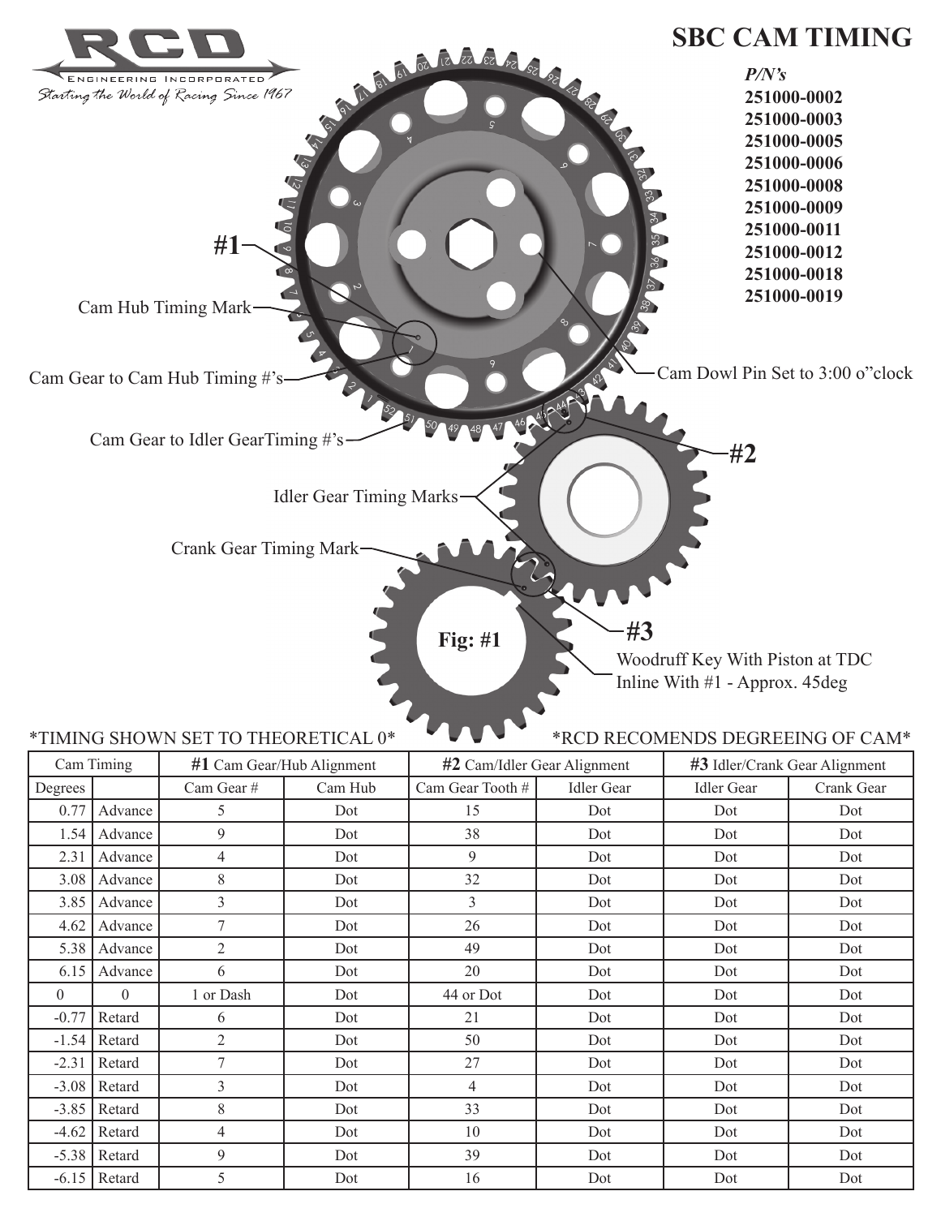RCD ENGINEERING INCORPORATED

*Starting the World of Racing Since 1967*

# SBC CAM TIMING

***P/N's***

**251000-0002**
**251000-0003**
**251000-0005**
**251000-0006**
**251000-0008**
**251000-0009**
**251000-0011**
**251000-0012**
**251000-0018**
**251000-0019**

**#1**

Cam Hub Timing Mark

Cam Gear to Cam Hub Timing #'s

Cam Gear to Idler GearTiming #'s

Cam Dowl Pin Set to 3:00 o"clock

**#2**

Idler Gear Timing Marks

Crank Gear Timing Mark

**#3**

**Fig: #1**

Woodruff Key With Piston at TDC
Inline With #1 - Approx. 45deg

*TIMING SHOWN SET TO THEORETICAL 0*

*RCD RECOMENDS DEGREEING OF CAM*

| Cam Timing | | **#1** Cam Gear/Hub Alignment | | **#2** Cam/Idler Gear Alignment | | **#3** Idler/Crank Gear Alignment | |
|---|---|---|---|---|---|---|---|
| Degrees | | Cam Gear # | Cam Hub | Cam Gear Tooth # | Idler Gear | Idler Gear | Crank Gear |
| 0.77 | Advance | 5 | Dot | 15 | Dot | Dot | Dot |
| 1.54 | Advance | 9 | Dot | 38 | Dot | Dot | Dot |
| 2.31 | Advance | 4 | Dot | 9 | Dot | Dot | Dot |
| 3.08 | Advance | 8 | Dot | 32 | Dot | Dot | Dot |
| 3.85 | Advance | 3 | Dot | 3 | Dot | Dot | Dot |
| 4.62 | Advance | 7 | Dot | 26 | Dot | Dot | Dot |
| 5.38 | Advance | 2 | Dot | 49 | Dot | Dot | Dot |
| 6.15 | Advance | 6 | Dot | 20 | Dot | Dot | Dot |
| 0 | 0 | 1 or Dash | Dot | 44 or Dot | Dot | Dot | Dot |
| -0.77 | Retard | 6 | Dot | 21 | Dot | Dot | Dot |
| -1.54 | Retard | 2 | Dot | 50 | Dot | Dot | Dot |
| -2.31 | Retard | 7 | Dot | 27 | Dot | Dot | Dot |
| -3.08 | Retard | 3 | Dot | 4 | Dot | Dot | Dot |
| -3.85 | Retard | 8 | Dot | 33 | Dot | Dot | Dot |
| -4.62 | Retard | 4 | Dot | 10 | Dot | Dot | Dot |
| -5.38 | Retard | 9 | Dot | 39 | Dot | Dot | Dot |
| -6.15 | Retard | 5 | Dot | 16 | Dot | Dot | Dot |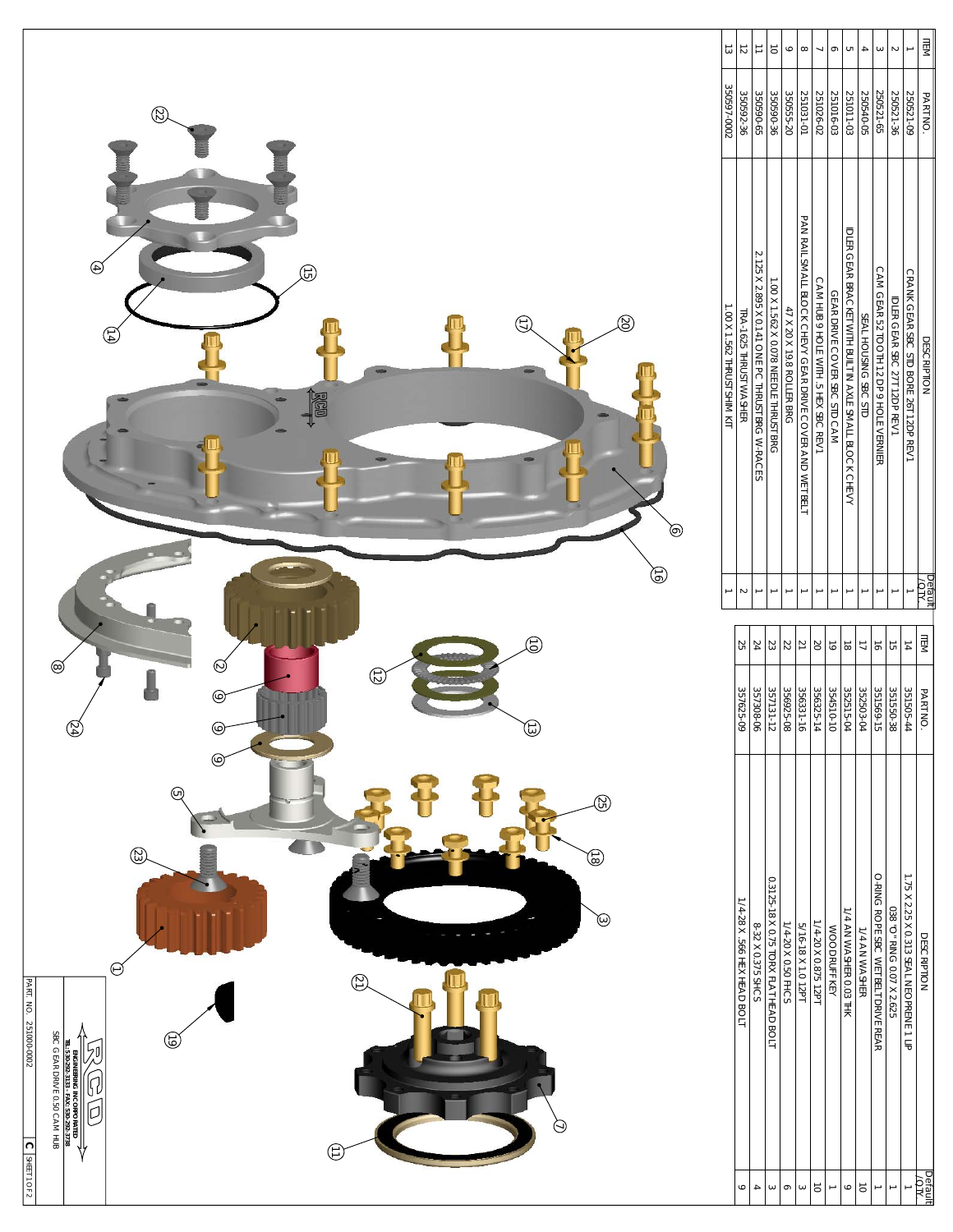| ITEM | PART NO. | DESCRIPTION | Default /QTY. |
|---|---|---|---|
| 1 | 250521-09 | CRANK GEAR SBC STD BORE 26T 12DP REV1 | 1 |
| 2 | 250521-36 | IDLER GEAR SBC 27T 12DP REV1 | 1 |
| 3 | 250521-65 | CAM GEAR 52 TOOTH 12 DP 9 HOLE VERNIER | 1 |
| 4 | 250540-05 | SEAL HOUSING SBC STD | 1 |
| 5 | 251011-03 | IDLER GEAR BRACKET WITH BUILT IN AXLE SMALL BLOCK CHEVY | 1 |
| 6 | 251016-03 | GEAR DRIVE COVER SBC STD CAM | 1 |
| 7 | 251026-02 | CAM HUB 9 HOLE WITH .5 HEX SBC REV1 | 1 |
| 8 | 251031-01 | PAN RAIL SMALL BLOCK CHEVY GEAR DRIVE COVER AND WET BELT | 1 |
| 9 | 350555-20 | 47 X 20 X 19.8 ROLLER BRG | 1 |
| 10 | 350590-36 | 1.00 X 1.562 X 0.078 NEEDLE THRUST BRG | 1 |
| 11 | 350590-65 | 2.125 X 2.895 X 0.141 ONE PC THRUST BRG W-RACES | 1 |
| 12 | 350592-36 | TRA-1625 THRUST WASHER | 2 |
| 13 | 350597-0002 | 1.00 X 1.562 THRUST SHIM KIT | 1 |

| ITEM | PART NO. | DESCRIPTION | Default /QTY. |
|---|---|---|---|
| 14 | 351505-44 | 1.75 X 2.25 X 0.313 SEAL NEOPRENE 1 LIP | 1 |
| 15 | 351550-38 | 038 "O" RING 0.07 X 2.625 | 1 |
| 16 | 351569-15 | O-RING ROPE SBC WET BELT DRIVE REAR | 1 |
| 17 | 352503-04 | 1/4 AN WASHER | 10 |
| 18 | 352515-04 | 1/4 AN WASHER 0.03 THK | 9 |
| 19 | 354510-10 | WOODRUFF KEY | 1 |
| 20 | 356325-14 | 1/4-20 X 0.875 12PT | 10 |
| 21 | 356331-16 | 5/16-18 X 1.0 12PT | 3 |
| 22 | 356925-08 | 1/4-20 X 0.50 FHCS | 6 |
| 23 | 357131-12 | 0.3125-18 X 0.75 TORX FLAT HEAD BOLT | 3 |
| 24 | 357308-06 | 8-32 X 0.375 SHCS | 4 |
| 25 | 357625-09 | 1/4-28 X .566 HEX HEAD BOLT | 9 |

RCD ENGINEERING INCORPORATED
TEL: 530-292-3133 - FAX: 530-292-3738

SBC GEAR DRIVE 0.50 CAM HUB

PART NO. 251000-0002 | C | SHEET 1 OF 2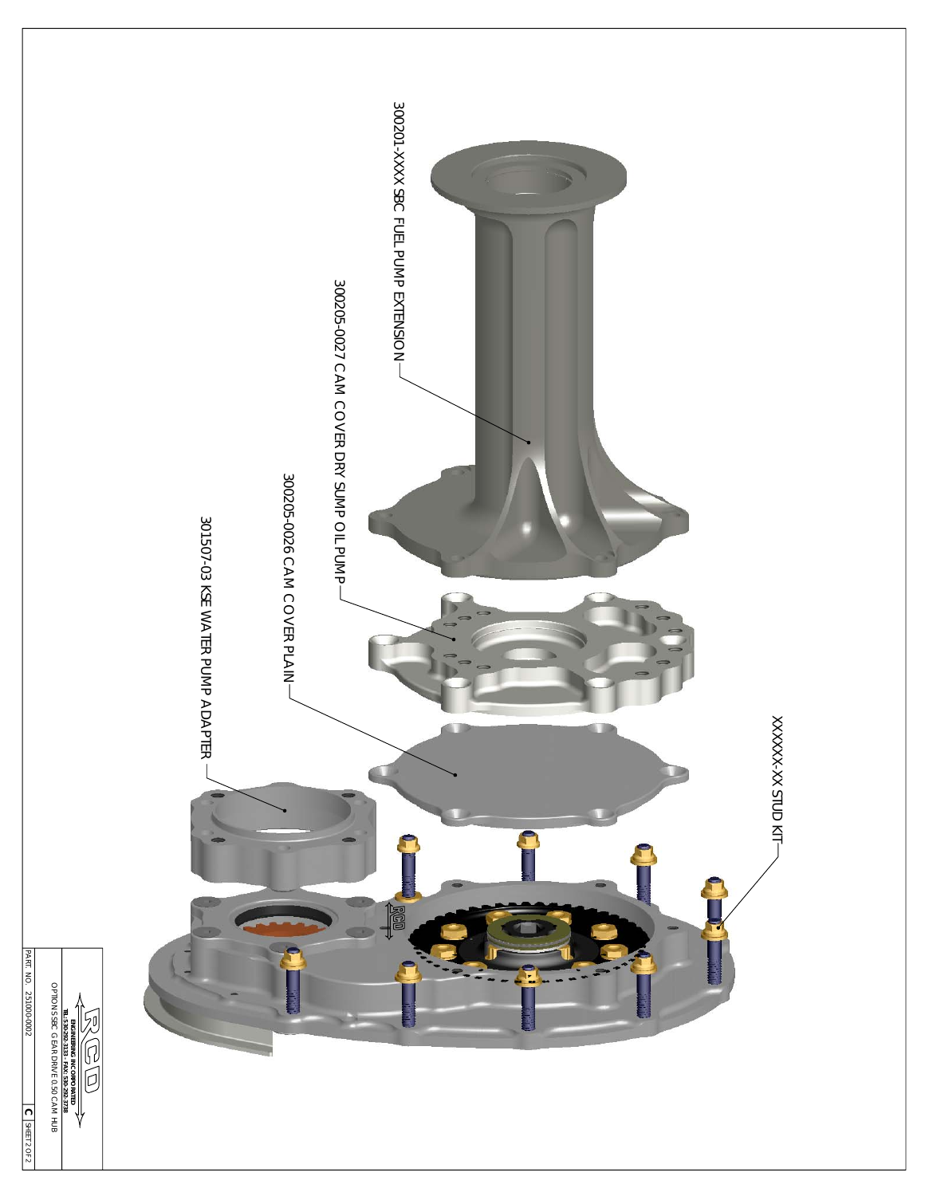300201-XXXX SBC FUEL PUMP EXTENSION

300205-0027 CAM COVER DRY SUMP OIL PUMP

300205-0026 CAM COVER PLAIN

301507-03 KSE WATER PUMP ADAPTER

XXXXXX-XX STUD KIT

RCD

ENGINEERING INCORPORATED

TEL: 530-292-3133 - FAX: 530-292-3738

OPTIONS SBC GEAR DRIVE 0.50 CAM HUB

PART NO. 251000-0002

C

SHEET 2 OF 2